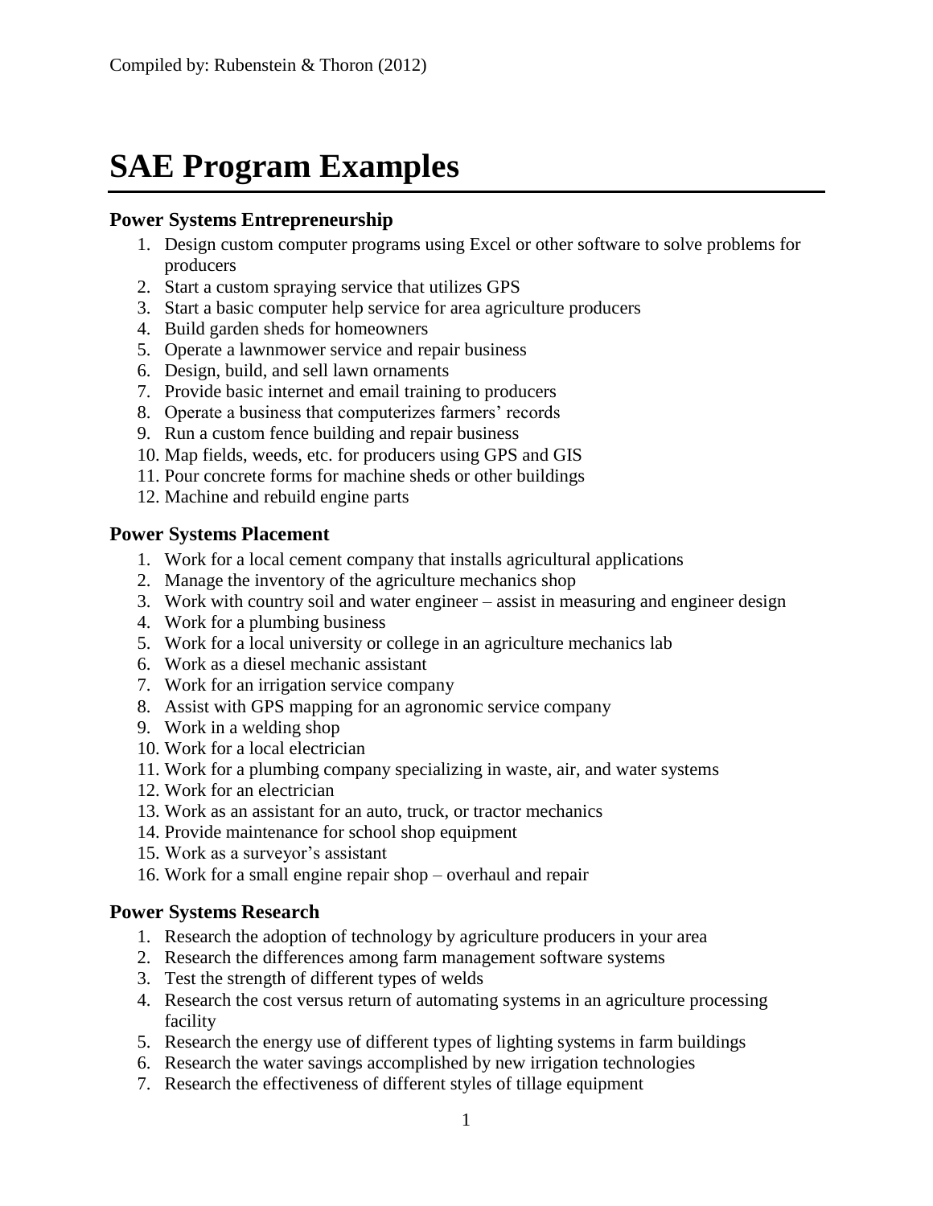Compiled by: Rubenstein & Thoron (2012)

# SAE Program Examples

### Power Systems Entrepreneurship

1. Design custom computer programs using Excel or other software to solve problems for producers
2. Start a custom spraying service that utilizes GPS
3. Start a basic computer help service for area agriculture producers
4. Build garden sheds for homeowners
5. Operate a lawnmower service and repair business
6. Design, build, and sell lawn ornaments
7. Provide basic internet and email training to producers
8. Operate a business that computerizes farmers' records
9. Run a custom fence building and repair business
10. Map fields, weeds, etc. for producers using GPS and GIS
11. Pour concrete forms for machine sheds or other buildings
12. Machine and rebuild engine parts

### Power Systems Placement

1. Work for a local cement company that installs agricultural applications
2. Manage the inventory of the agriculture mechanics shop
3. Work with country soil and water engineer – assist in measuring and engineer design
4. Work for a plumbing business
5. Work for a local university or college in an agriculture mechanics lab
6. Work as a diesel mechanic assistant
7. Work for an irrigation service company
8. Assist with GPS mapping for an agronomic service company
9. Work in a welding shop
10. Work for a local electrician
11. Work for a plumbing company specializing in waste, air, and water systems
12. Work for an electrician
13. Work as an assistant for an auto, truck, or tractor mechanics
14. Provide maintenance for school shop equipment
15. Work as a surveyor's assistant
16. Work for a small engine repair shop – overhaul and repair

### Power Systems Research

1. Research the adoption of technology by agriculture producers in your area
2. Research the differences among farm management software systems
3. Test the strength of different types of welds
4. Research the cost versus return of automating systems in an agriculture processing facility
5. Research the energy use of different types of lighting systems in farm buildings
6. Research the water savings accomplished by new irrigation technologies
7. Research the effectiveness of different styles of tillage equipment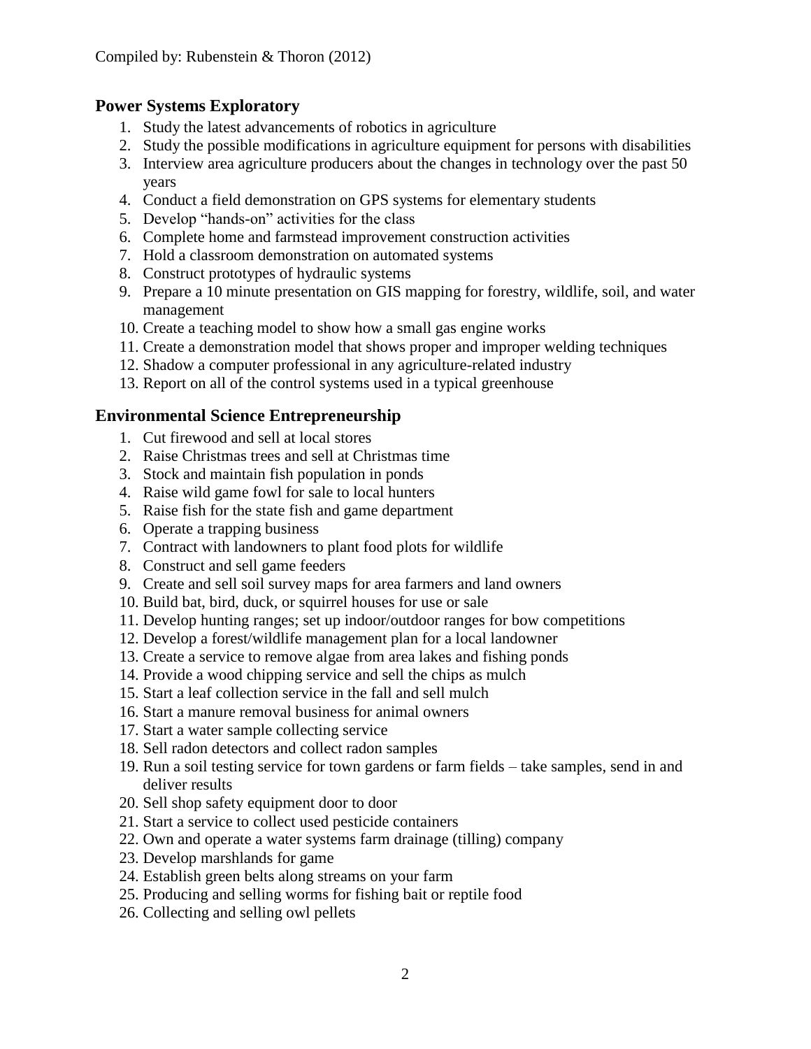Compiled by: Rubenstein & Thoron (2012)

## Power Systems Exploratory

1. Study the latest advancements of robotics in agriculture
2. Study the possible modifications in agriculture equipment for persons with disabilities
3. Interview area agriculture producers about the changes in technology over the past 50 years
4. Conduct a field demonstration on GPS systems for elementary students
5. Develop "hands-on" activities for the class
6. Complete home and farmstead improvement construction activities
7. Hold a classroom demonstration on automated systems
8. Construct prototypes of hydraulic systems
9. Prepare a 10 minute presentation on GIS mapping for forestry, wildlife, soil, and water management
10. Create a teaching model to show how a small gas engine works
11. Create a demonstration model that shows proper and improper welding techniques
12. Shadow a computer professional in any agriculture-related industry
13. Report on all of the control systems used in a typical greenhouse

## Environmental Science Entrepreneurship

1. Cut firewood and sell at local stores
2. Raise Christmas trees and sell at Christmas time
3. Stock and maintain fish population in ponds
4. Raise wild game fowl for sale to local hunters
5. Raise fish for the state fish and game department
6. Operate a trapping business
7. Contract with landowners to plant food plots for wildlife
8. Construct and sell game feeders
9. Create and sell soil survey maps for area farmers and land owners
10. Build bat, bird, duck, or squirrel houses for use or sale
11. Develop hunting ranges; set up indoor/outdoor ranges for bow competitions
12. Develop a forest/wildlife management plan for a local landowner
13. Create a service to remove algae from area lakes and fishing ponds
14. Provide a wood chipping service and sell the chips as mulch
15. Start a leaf collection service in the fall and sell mulch
16. Start a manure removal business for animal owners
17. Start a water sample collecting service
18. Sell radon detectors and collect radon samples
19. Run a soil testing service for town gardens or farm fields – take samples, send in and deliver results
20. Sell shop safety equipment door to door
21. Start a service to collect used pesticide containers
22. Own and operate a water systems farm drainage (tilling) company
23. Develop marshlands for game
24. Establish green belts along streams on your farm
25. Producing and selling worms for fishing bait or reptile food
26. Collecting and selling owl pellets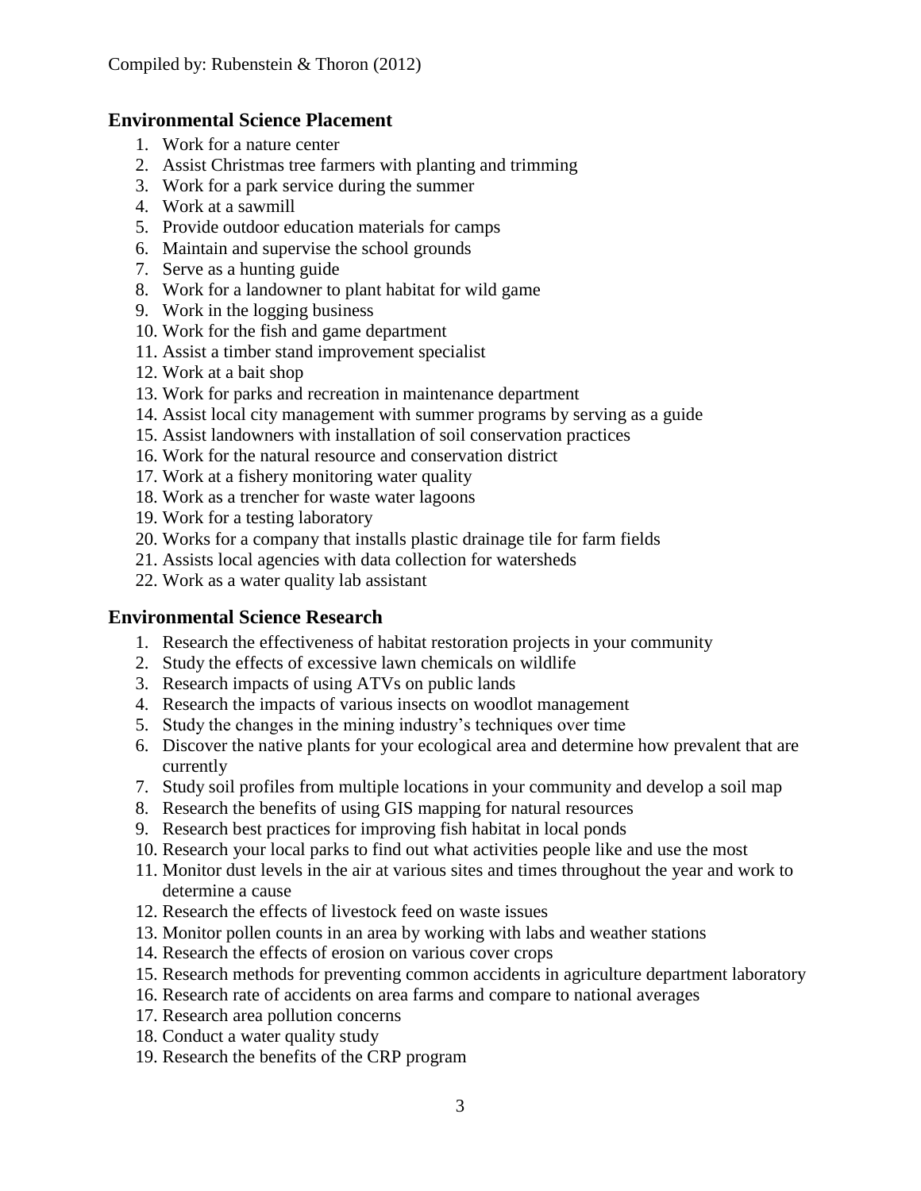Compiled by: Rubenstein & Thoron (2012)

## Environmental Science Placement

1. Work for a nature center
2. Assist Christmas tree farmers with planting and trimming
3. Work for a park service during the summer
4. Work at a sawmill
5. Provide outdoor education materials for camps
6. Maintain and supervise the school grounds
7. Serve as a hunting guide
8. Work for a landowner to plant habitat for wild game
9. Work in the logging business
10. Work for the fish and game department
11. Assist a timber stand improvement specialist
12. Work at a bait shop
13. Work for parks and recreation in maintenance department
14. Assist local city management with summer programs by serving as a guide
15. Assist landowners with installation of soil conservation practices
16. Work for the natural resource and conservation district
17. Work at a fishery monitoring water quality
18. Work as a trencher for waste water lagoons
19. Work for a testing laboratory
20. Works for a company that installs plastic drainage tile for farm fields
21. Assists local agencies with data collection for watersheds
22. Work as a water quality lab assistant

## Environmental Science Research

1. Research the effectiveness of habitat restoration projects in your community
2. Study the effects of excessive lawn chemicals on wildlife
3. Research impacts of using ATVs on public lands
4. Research the impacts of various insects on woodlot management
5. Study the changes in the mining industry's techniques over time
6. Discover the native plants for your ecological area and determine how prevalent that are currently
7. Study soil profiles from multiple locations in your community and develop a soil map
8. Research the benefits of using GIS mapping for natural resources
9. Research best practices for improving fish habitat in local ponds
10. Research your local parks to find out what activities people like and use the most
11. Monitor dust levels in the air at various sites and times throughout the year and work to determine a cause
12. Research the effects of livestock feed on waste issues
13. Monitor pollen counts in an area by working with labs and weather stations
14. Research the effects of erosion on various cover crops
15. Research methods for preventing common accidents in agriculture department laboratory
16. Research rate of accidents on area farms and compare to national averages
17. Research area pollution concerns
18. Conduct a water quality study
19. Research the benefits of the CRP program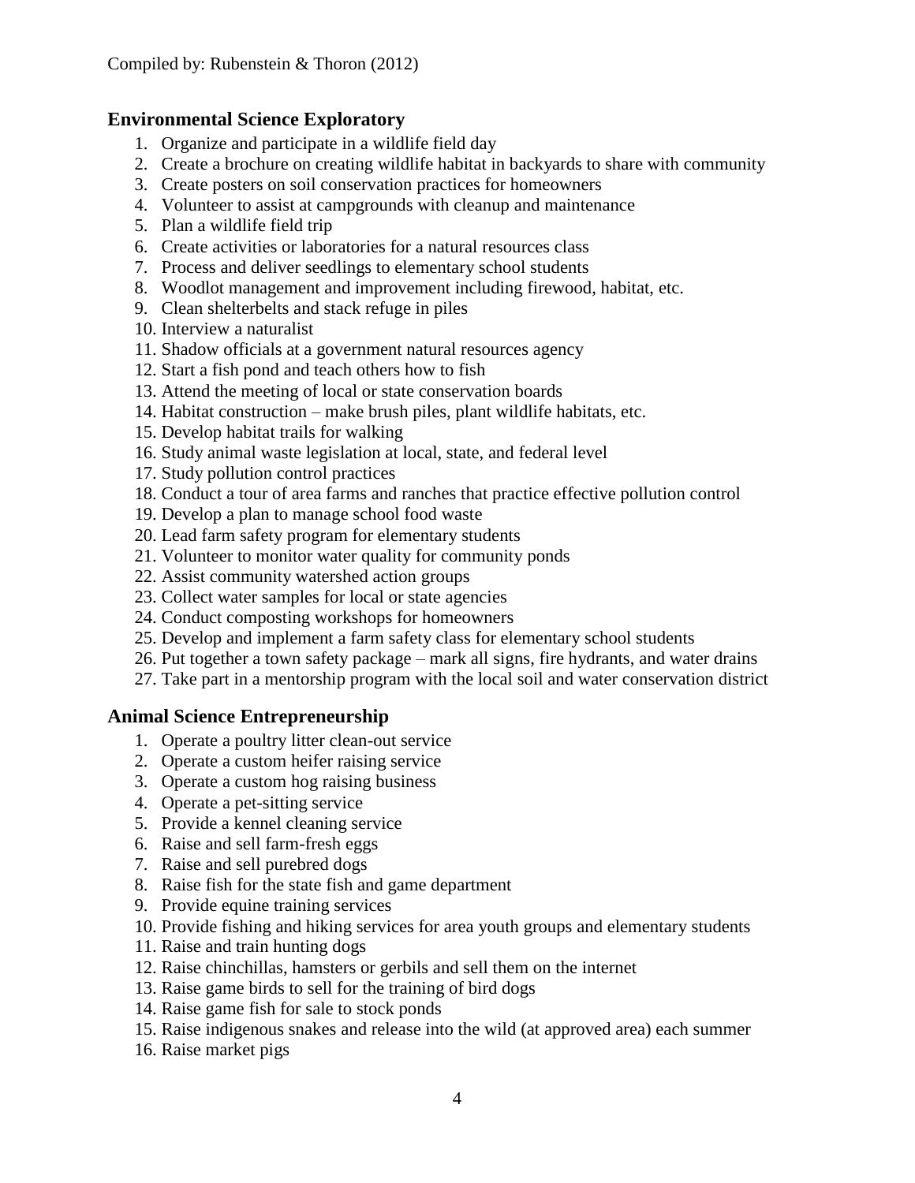Compiled by: Rubenstein & Thoron (2012)

## Environmental Science Exploratory

1. Organize and participate in a wildlife field day
2. Create a brochure on creating wildlife habitat in backyards to share with community
3. Create posters on soil conservation practices for homeowners
4. Volunteer to assist at campgrounds with cleanup and maintenance
5. Plan a wildlife field trip
6. Create activities or laboratories for a natural resources class
7. Process and deliver seedlings to elementary school students
8. Woodlot management and improvement including firewood, habitat, etc.
9. Clean shelterbelts and stack refuge in piles
10. Interview a naturalist
11. Shadow officials at a government natural resources agency
12. Start a fish pond and teach others how to fish
13. Attend the meeting of local or state conservation boards
14. Habitat construction – make brush piles, plant wildlife habitats, etc.
15. Develop habitat trails for walking
16. Study animal waste legislation at local, state, and federal level
17. Study pollution control practices
18. Conduct a tour of area farms and ranches that practice effective pollution control
19. Develop a plan to manage school food waste
20. Lead farm safety program for elementary students
21. Volunteer to monitor water quality for community ponds
22. Assist community watershed action groups
23. Collect water samples for local or state agencies
24. Conduct composting workshops for homeowners
25. Develop and implement a farm safety class for elementary school students
26. Put together a town safety package – mark all signs, fire hydrants, and water drains
27. Take part in a mentorship program with the local soil and water conservation district

## Animal Science Entrepreneurship

1. Operate a poultry litter clean-out service
2. Operate a custom heifer raising service
3. Operate a custom hog raising business
4. Operate a pet-sitting service
5. Provide a kennel cleaning service
6. Raise and sell farm-fresh eggs
7. Raise and sell purebred dogs
8. Raise fish for the state fish and game department
9. Provide equine training services
10. Provide fishing and hiking services for area youth groups and elementary students
11. Raise and train hunting dogs
12. Raise chinchillas, hamsters or gerbils and sell them on the internet
13. Raise game birds to sell for the training of bird dogs
14. Raise game fish for sale to stock ponds
15. Raise indigenous snakes and release into the wild (at approved area) each summer
16. Raise market pigs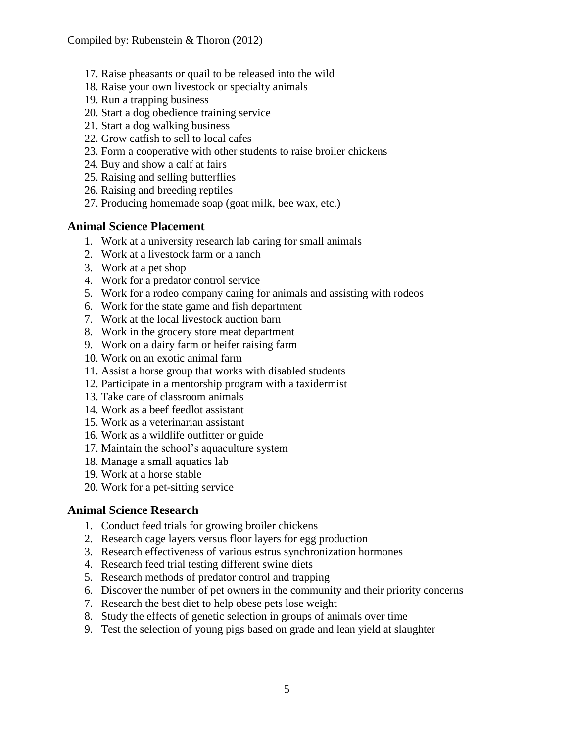17. Raise pheasants or quail to be released into the wild
18. Raise your own livestock or specialty animals
19. Run a trapping business
20. Start a dog obedience training service
21. Start a dog walking business
22. Grow catfish to sell to local cafes
23. Form a cooperative with other students to raise broiler chickens
24. Buy and show a calf at fairs
25. Raising and selling butterflies
26. Raising and breeding reptiles
27. Producing homemade soap (goat milk, bee wax, etc.)

## Animal Science Placement

1. Work at a university research lab caring for small animals
2. Work at a livestock farm or a ranch
3. Work at a pet shop
4. Work for a predator control service
5. Work for a rodeo company caring for animals and assisting with rodeos
6. Work for the state game and fish department
7. Work at the local livestock auction barn
8. Work in the grocery store meat department
9. Work on a dairy farm or heifer raising farm
10. Work on an exotic animal farm
11. Assist a horse group that works with disabled students
12. Participate in a mentorship program with a taxidermist
13. Take care of classroom animals
14. Work as a beef feedlot assistant
15. Work as a veterinarian assistant
16. Work as a wildlife outfitter or guide
17. Maintain the school's aquaculture system
18. Manage a small aquatics lab
19. Work at a horse stable
20. Work for a pet-sitting service

## Animal Science Research

1. Conduct feed trials for growing broiler chickens
2. Research cage layers versus floor layers for egg production
3. Research effectiveness of various estrus synchronization hormones
4. Research feed trial testing different swine diets
5. Research methods of predator control and trapping
6. Discover the number of pet owners in the community and their priority concerns
7. Research the best diet to help obese pets lose weight
8. Study the effects of genetic selection in groups of animals over time
9. Test the selection of young pigs based on grade and lean yield at slaughter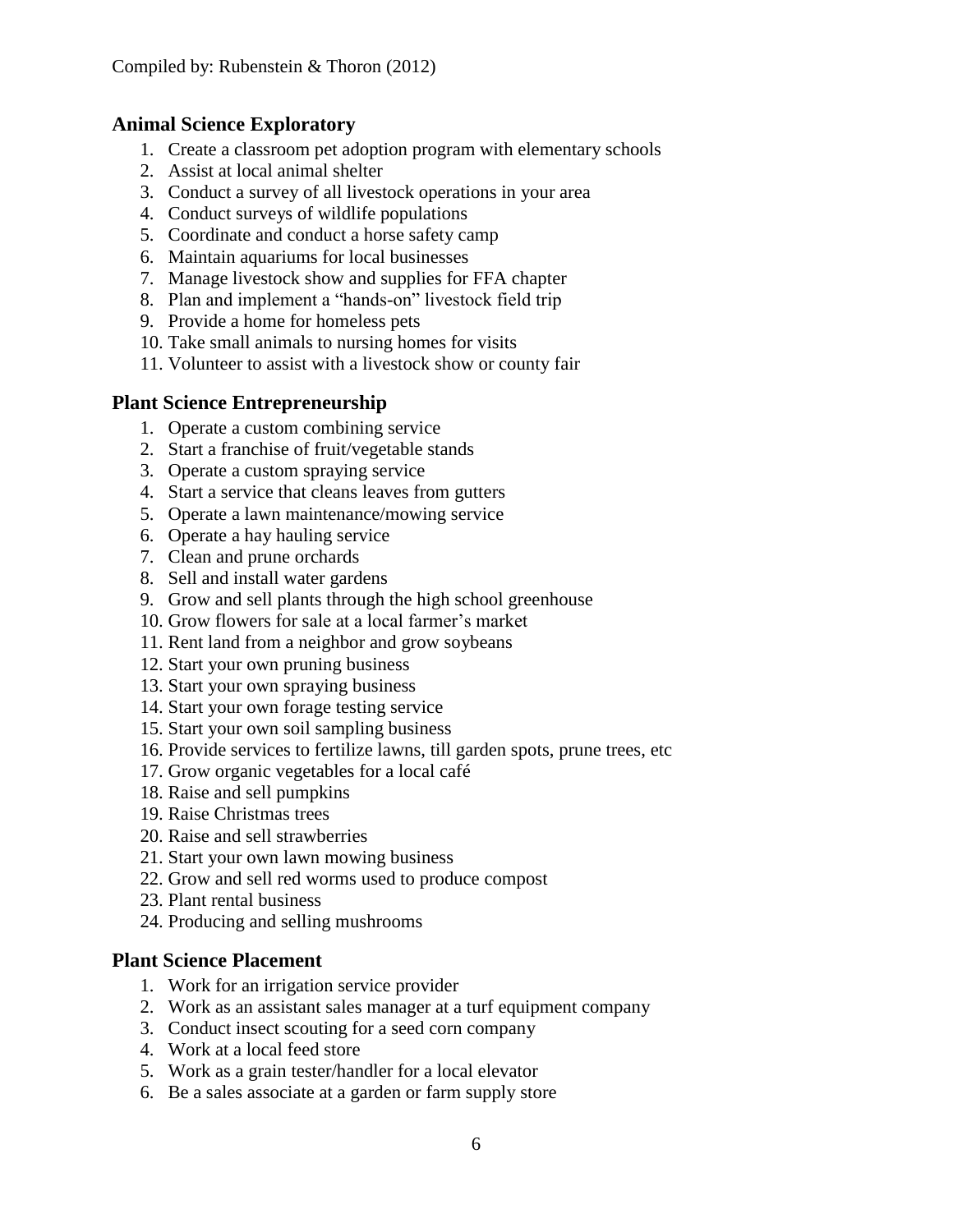Compiled by: Rubenstein & Thoron (2012)

## Animal Science Exploratory

1. Create a classroom pet adoption program with elementary schools
2. Assist at local animal shelter
3. Conduct a survey of all livestock operations in your area
4. Conduct surveys of wildlife populations
5. Coordinate and conduct a horse safety camp
6. Maintain aquariums for local businesses
7. Manage livestock show and supplies for FFA chapter
8. Plan and implement a "hands-on" livestock field trip
9. Provide a home for homeless pets
10. Take small animals to nursing homes for visits
11. Volunteer to assist with a livestock show or county fair

## Plant Science Entrepreneurship

1. Operate a custom combining service
2. Start a franchise of fruit/vegetable stands
3. Operate a custom spraying service
4. Start a service that cleans leaves from gutters
5. Operate a lawn maintenance/mowing service
6. Operate a hay hauling service
7. Clean and prune orchards
8. Sell and install water gardens
9. Grow and sell plants through the high school greenhouse
10. Grow flowers for sale at a local farmer's market
11. Rent land from a neighbor and grow soybeans
12. Start your own pruning business
13. Start your own spraying business
14. Start your own forage testing service
15. Start your own soil sampling business
16. Provide services to fertilize lawns, till garden spots, prune trees, etc
17. Grow organic vegetables for a local café
18. Raise and sell pumpkins
19. Raise Christmas trees
20. Raise and sell strawberries
21. Start your own lawn mowing business
22. Grow and sell red worms used to produce compost
23. Plant rental business
24. Producing and selling mushrooms

## Plant Science Placement

1. Work for an irrigation service provider
2. Work as an assistant sales manager at a turf equipment company
3. Conduct insect scouting for a seed corn company
4. Work at a local feed store
5. Work as a grain tester/handler for a local elevator
6. Be a sales associate at a garden or farm supply store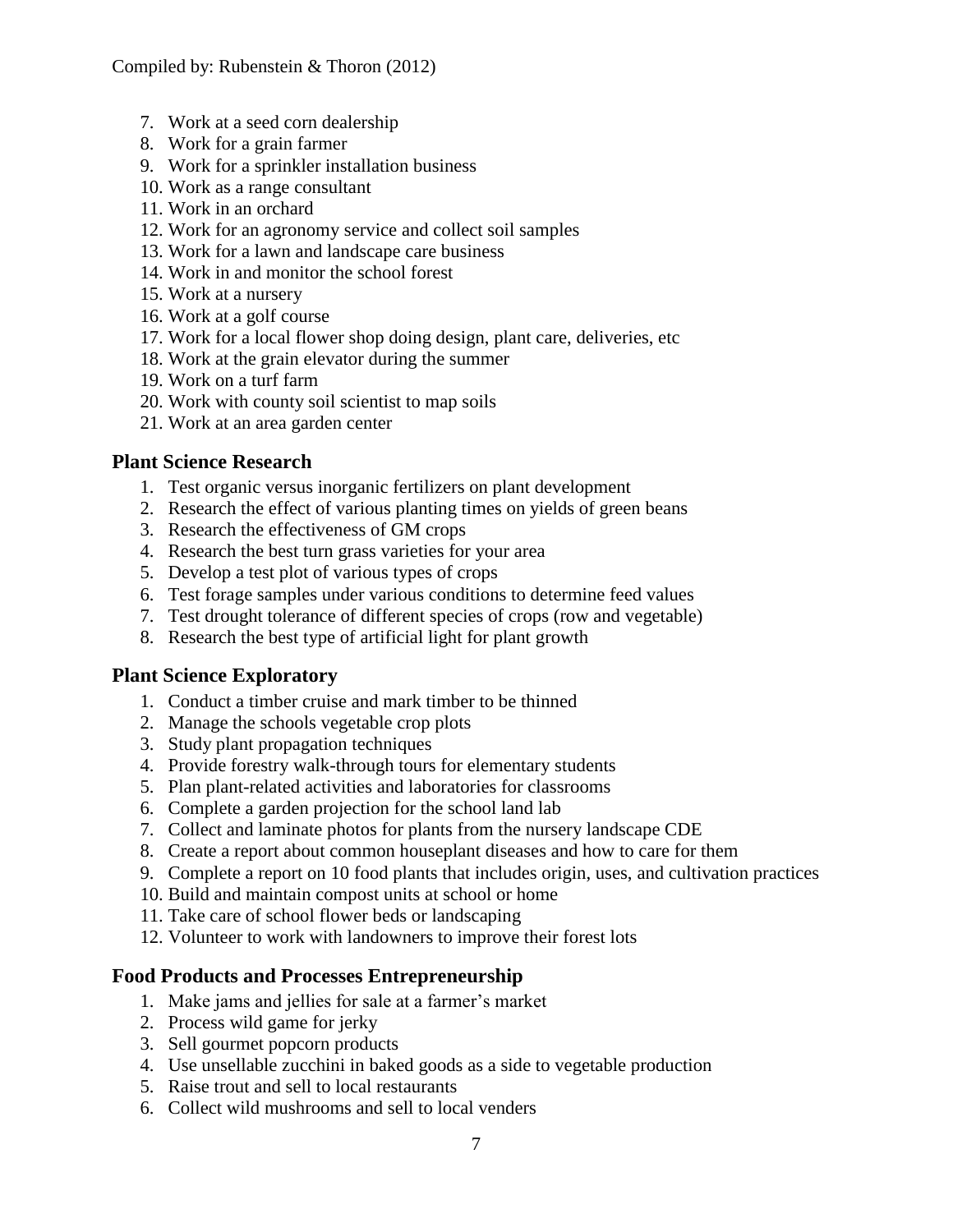7. Work at a seed corn dealership
8. Work for a grain farmer
9. Work for a sprinkler installation business
10. Work as a range consultant
11. Work in an orchard
12. Work for an agronomy service and collect soil samples
13. Work for a lawn and landscape care business
14. Work in and monitor the school forest
15. Work at a nursery
16. Work at a golf course
17. Work for a local flower shop doing design, plant care, deliveries, etc
18. Work at the grain elevator during the summer
19. Work on a turf farm
20. Work with county soil scientist to map soils
21. Work at an area garden center

### Plant Science Research

1. Test organic versus inorganic fertilizers on plant development
2. Research the effect of various planting times on yields of green beans
3. Research the effectiveness of GM crops
4. Research the best turn grass varieties for your area
5. Develop a test plot of various types of crops
6. Test forage samples under various conditions to determine feed values
7. Test drought tolerance of different species of crops (row and vegetable)
8. Research the best type of artificial light for plant growth

### Plant Science Exploratory

1. Conduct a timber cruise and mark timber to be thinned
2. Manage the schools vegetable crop plots
3. Study plant propagation techniques
4. Provide forestry walk-through tours for elementary students
5. Plan plant-related activities and laboratories for classrooms
6. Complete a garden projection for the school land lab
7. Collect and laminate photos for plants from the nursery landscape CDE
8. Create a report about common houseplant diseases and how to care for them
9. Complete a report on 10 food plants that includes origin, uses, and cultivation practices
10. Build and maintain compost units at school or home
11. Take care of school flower beds or landscaping
12. Volunteer to work with landowners to improve their forest lots

### Food Products and Processes Entrepreneurship

1. Make jams and jellies for sale at a farmer's market
2. Process wild game for jerky
3. Sell gourmet popcorn products
4. Use unsellable zucchini in baked goods as a side to vegetable production
5. Raise trout and sell to local restaurants
6. Collect wild mushrooms and sell to local venders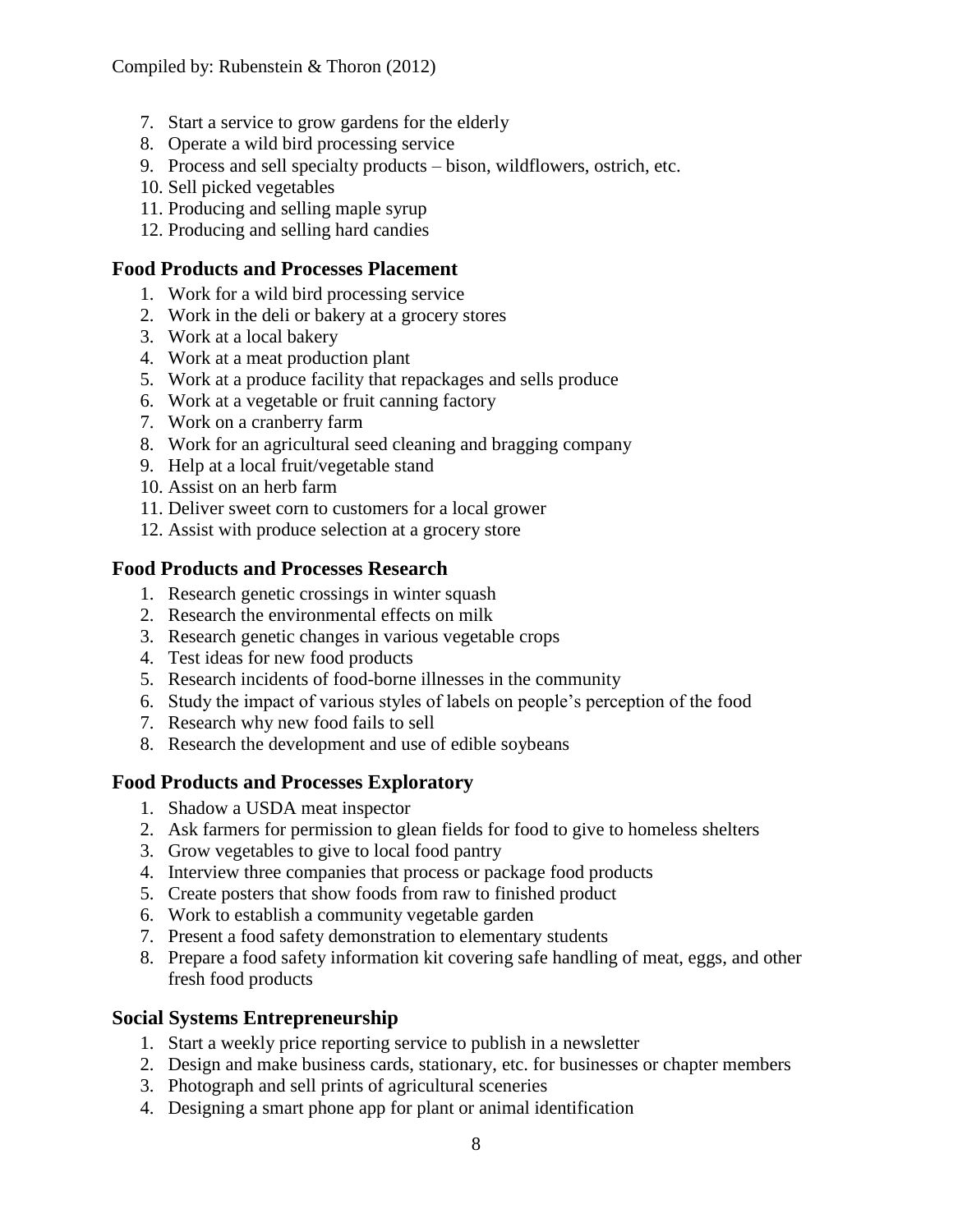7. Start a service to grow gardens for the elderly
8. Operate a wild bird processing service
9. Process and sell specialty products – bison, wildflowers, ostrich, etc.
10. Sell picked vegetables
11. Producing and selling maple syrup
12. Producing and selling hard candies

### Food Products and Processes Placement

1. Work for a wild bird processing service
2. Work in the deli or bakery at a grocery stores
3. Work at a local bakery
4. Work at a meat production plant
5. Work at a produce facility that repackages and sells produce
6. Work at a vegetable or fruit canning factory
7. Work on a cranberry farm
8. Work for an agricultural seed cleaning and bragging company
9. Help at a local fruit/vegetable stand
10. Assist on an herb farm
11. Deliver sweet corn to customers for a local grower
12. Assist with produce selection at a grocery store

### Food Products and Processes Research

1. Research genetic crossings in winter squash
2. Research the environmental effects on milk
3. Research genetic changes in various vegetable crops
4. Test ideas for new food products
5. Research incidents of food-borne illnesses in the community
6. Study the impact of various styles of labels on people's perception of the food
7. Research why new food fails to sell
8. Research the development and use of edible soybeans

### Food Products and Processes Exploratory

1. Shadow a USDA meat inspector
2. Ask farmers for permission to glean fields for food to give to homeless shelters
3. Grow vegetables to give to local food pantry
4. Interview three companies that process or package food products
5. Create posters that show foods from raw to finished product
6. Work to establish a community vegetable garden
7. Present a food safety demonstration to elementary students
8. Prepare a food safety information kit covering safe handling of meat, eggs, and other fresh food products

### Social Systems Entrepreneurship

1. Start a weekly price reporting service to publish in a newsletter
2. Design and make business cards, stationary, etc. for businesses or chapter members
3. Photograph and sell prints of agricultural sceneries
4. Designing a smart phone app for plant or animal identification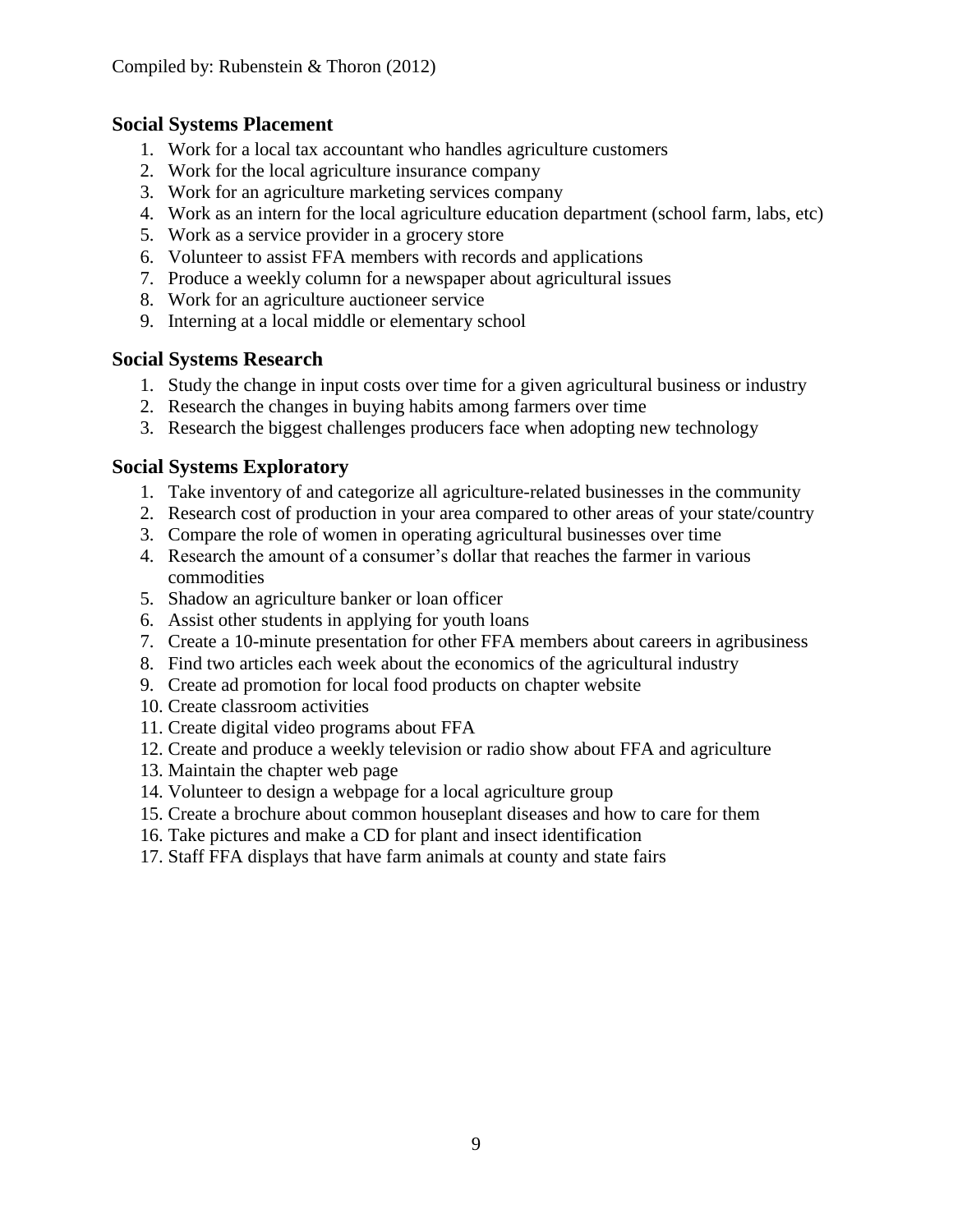Compiled by: Rubenstein & Thoron (2012)

## Social Systems Placement

1. Work for a local tax accountant who handles agriculture customers
2. Work for the local agriculture insurance company
3. Work for an agriculture marketing services company
4. Work as an intern for the local agriculture education department (school farm, labs, etc)
5. Work as a service provider in a grocery store
6. Volunteer to assist FFA members with records and applications
7. Produce a weekly column for a newspaper about agricultural issues
8. Work for an agriculture auctioneer service
9. Interning at a local middle or elementary school

## Social Systems Research

1. Study the change in input costs over time for a given agricultural business or industry
2. Research the changes in buying habits among farmers over time
3. Research the biggest challenges producers face when adopting new technology

## Social Systems Exploratory

1. Take inventory of and categorize all agriculture-related businesses in the community
2. Research cost of production in your area compared to other areas of your state/country
3. Compare the role of women in operating agricultural businesses over time
4. Research the amount of a consumer's dollar that reaches the farmer in various commodities
5. Shadow an agriculture banker or loan officer
6. Assist other students in applying for youth loans
7. Create a 10-minute presentation for other FFA members about careers in agribusiness
8. Find two articles each week about the economics of the agricultural industry
9. Create ad promotion for local food products on chapter website
10. Create classroom activities
11. Create digital video programs about FFA
12. Create and produce a weekly television or radio show about FFA and agriculture
13. Maintain the chapter web page
14. Volunteer to design a webpage for a local agriculture group
15. Create a brochure about common houseplant diseases and how to care for them
16. Take pictures and make a CD for plant and insect identification
17. Staff FFA displays that have farm animals at county and state fairs